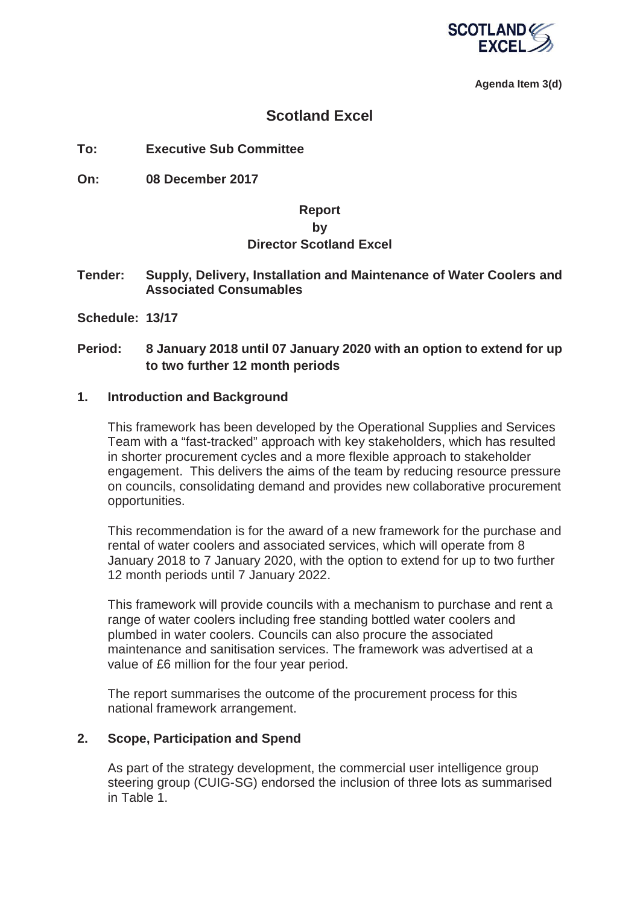SCOTLAND EXCEL

**Agenda Item 3(d)**

# Scotland Excel

**To:** **Executive Sub Committee**

**On:** **08 December 2017**

**Report**
**by**
**Director Scotland Excel**

**Tender:** **Supply, Delivery, Installation and Maintenance of Water Coolers and Associated Consumables**

**Schedule: 13/17**

**Period:** **8 January 2018 until 07 January 2020 with an option to extend for up to two further 12 month periods**

## 1. Introduction and Background

This framework has been developed by the Operational Supplies and Services Team with a "fast-tracked" approach with key stakeholders, which has resulted in shorter procurement cycles and a more flexible approach to stakeholder engagement. This delivers the aims of the team by reducing resource pressure on councils, consolidating demand and provides new collaborative procurement opportunities.

This recommendation is for the award of a new framework for the purchase and rental of water coolers and associated services, which will operate from 8 January 2018 to 7 January 2020, with the option to extend for up to two further 12 month periods until 7 January 2022.

This framework will provide councils with a mechanism to purchase and rent a range of water coolers including free standing bottled water coolers and plumbed in water coolers. Councils can also procure the associated maintenance and sanitisation services. The framework was advertised at a value of £6 million for the four year period.

The report summarises the outcome of the procurement process for this national framework arrangement.

## 2. Scope, Participation and Spend

As part of the strategy development, the commercial user intelligence group steering group (CUIG-SG) endorsed the inclusion of three lots as summarised in Table 1.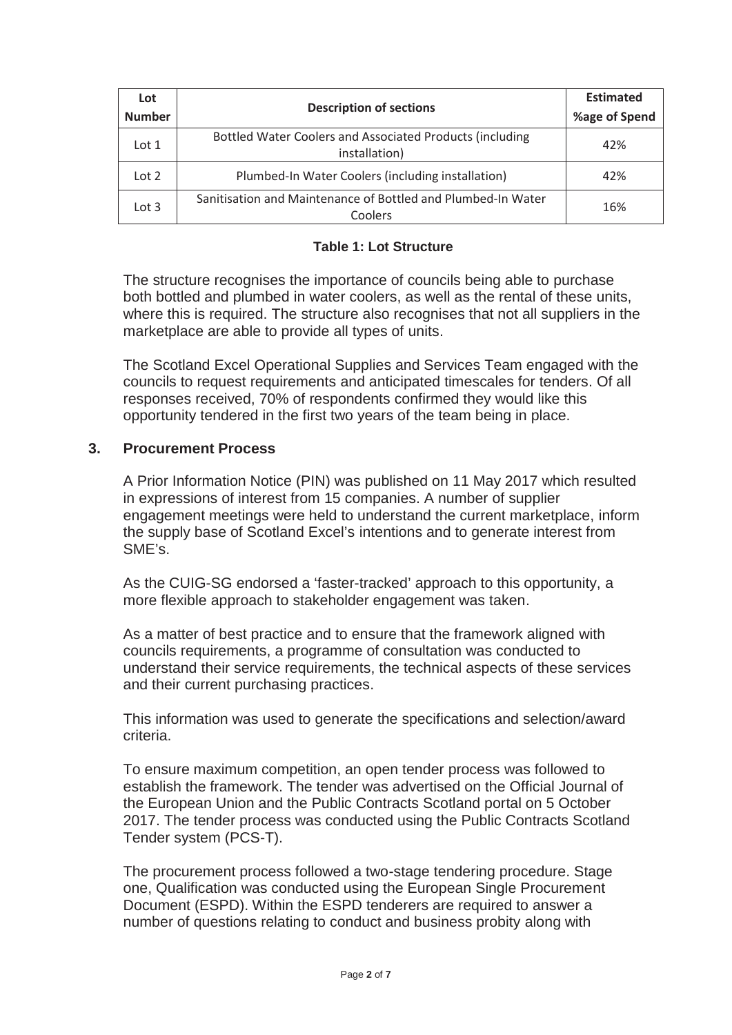| Lot Number | Description of sections | Estimated %age of Spend |
|---|---|---|
| Lot 1 | Bottled Water Coolers and Associated Products (including installation) | 42% |
| Lot 2 | Plumbed-In Water Coolers (including installation) | 42% |
| Lot 3 | Sanitisation and Maintenance of Bottled and Plumbed-In Water Coolers | 16% |

**Table 1: Lot Structure**

The structure recognises the importance of councils being able to purchase both bottled and plumbed in water coolers, as well as the rental of these units, where this is required. The structure also recognises that not all suppliers in the marketplace are able to provide all types of units.

The Scotland Excel Operational Supplies and Services Team engaged with the councils to request requirements and anticipated timescales for tenders. Of all responses received, 70% of respondents confirmed they would like this opportunity tendered in the first two years of the team being in place.

## 3. Procurement Process

A Prior Information Notice (PIN) was published on 11 May 2017 which resulted in expressions of interest from 15 companies. A number of supplier engagement meetings were held to understand the current marketplace, inform the supply base of Scotland Excel's intentions and to generate interest from SME's.

As the CUIG-SG endorsed a 'faster-tracked' approach to this opportunity, a more flexible approach to stakeholder engagement was taken.

As a matter of best practice and to ensure that the framework aligned with councils requirements, a programme of consultation was conducted to understand their service requirements, the technical aspects of these services and their current purchasing practices.

This information was used to generate the specifications and selection/award criteria.

To ensure maximum competition, an open tender process was followed to establish the framework. The tender was advertised on the Official Journal of the European Union and the Public Contracts Scotland portal on 5 October 2017. The tender process was conducted using the Public Contracts Scotland Tender system (PCS-T).

The procurement process followed a two-stage tendering procedure. Stage one, Qualification was conducted using the European Single Procurement Document (ESPD). Within the ESPD tenderers are required to answer a number of questions relating to conduct and business probity along with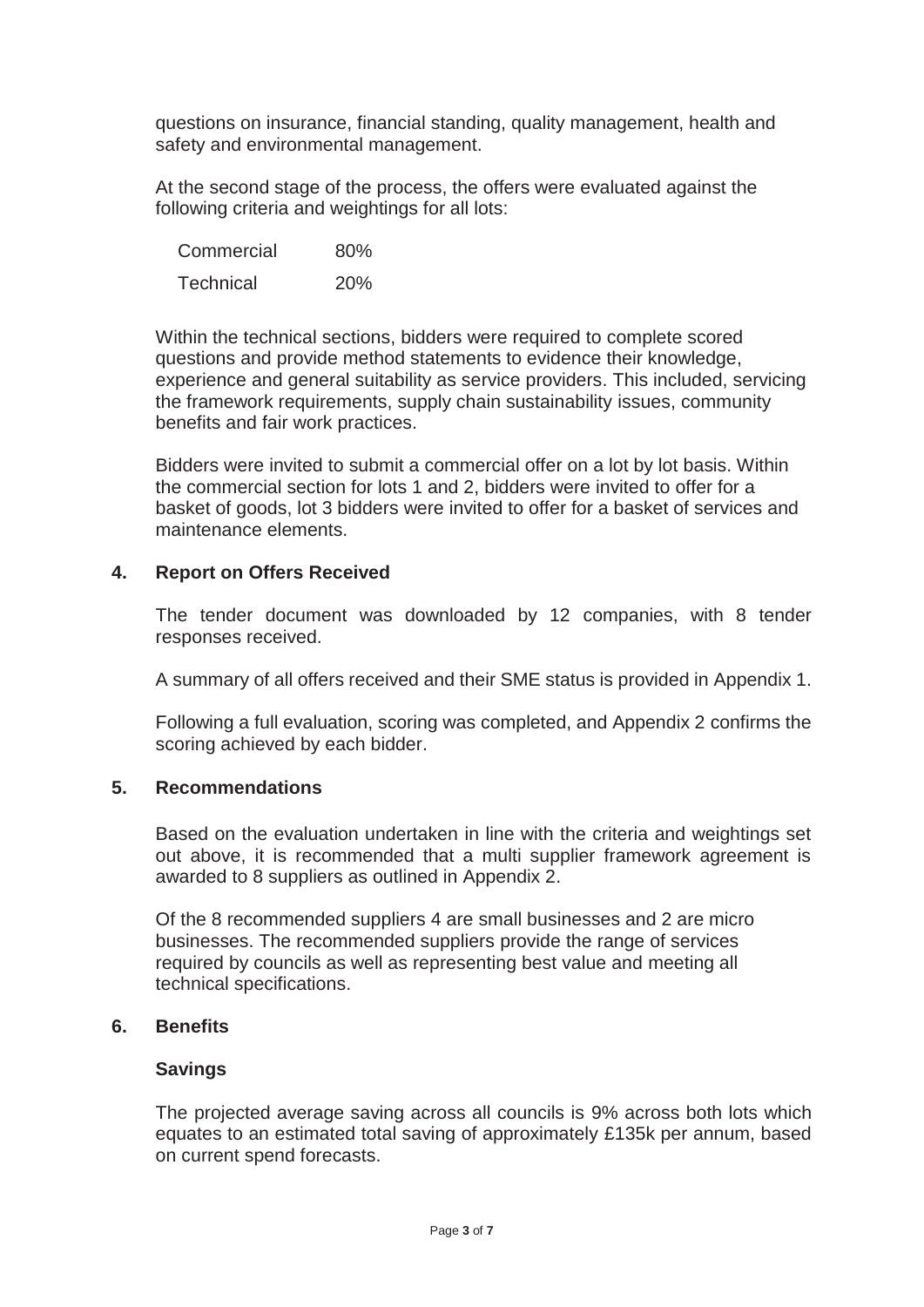questions on insurance, financial standing, quality management, health and safety and environmental management.

At the second stage of the process, the offers were evaluated against the following criteria and weightings for all lots:

| | |
|---|---|
| Commercial | 80% |
| Technical | 20% |

Within the technical sections, bidders were required to complete scored questions and provide method statements to evidence their knowledge, experience and general suitability as service providers. This included, servicing the framework requirements, supply chain sustainability issues, community benefits and fair work practices.

Bidders were invited to submit a commercial offer on a lot by lot basis. Within the commercial section for lots 1 and 2, bidders were invited to offer for a basket of goods, lot 3 bidders were invited to offer for a basket of services and maintenance elements.

## 4. Report on Offers Received

The tender document was downloaded by 12 companies, with 8 tender responses received.

A summary of all offers received and their SME status is provided in Appendix 1.

Following a full evaluation, scoring was completed, and Appendix 2 confirms the scoring achieved by each bidder.

## 5. Recommendations

Based on the evaluation undertaken in line with the criteria and weightings set out above, it is recommended that a multi supplier framework agreement is awarded to 8 suppliers as outlined in Appendix 2.

Of the 8 recommended suppliers 4 are small businesses and 2 are micro businesses. The recommended suppliers provide the range of services required by councils as well as representing best value and meeting all technical specifications.

## 6. Benefits

### Savings

The projected average saving across all councils is 9% across both lots which equates to an estimated total saving of approximately £135k per annum, based on current spend forecasts.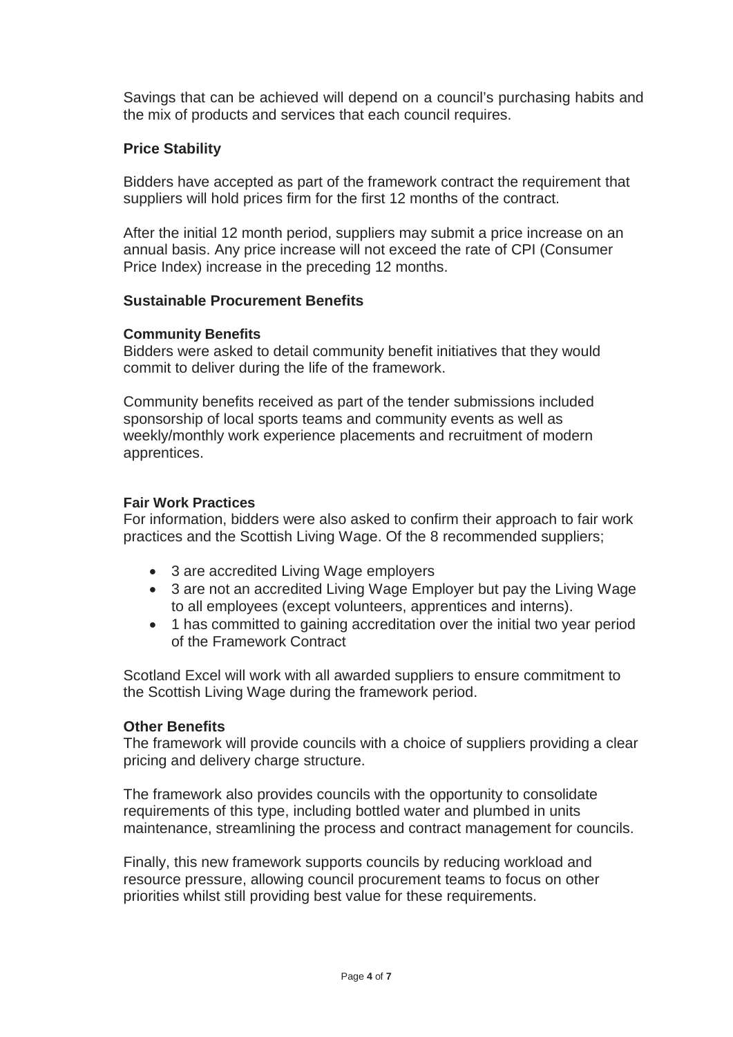Savings that can be achieved will depend on a council's purchasing habits and the mix of products and services that each council requires.

### Price Stability

Bidders have accepted as part of the framework contract the requirement that suppliers will hold prices firm for the first 12 months of the contract.

After the initial 12 month period, suppliers may submit a price increase on an annual basis. Any price increase will not exceed the rate of CPI (Consumer Price Index) increase in the preceding 12 months.

### Sustainable Procurement Benefits

#### Community Benefits

Bidders were asked to detail community benefit initiatives that they would commit to deliver during the life of the framework.

Community benefits received as part of the tender submissions included sponsorship of local sports teams and community events as well as weekly/monthly work experience placements and recruitment of modern apprentices.

#### Fair Work Practices

For information, bidders were also asked to confirm their approach to fair work practices and the Scottish Living Wage. Of the 8 recommended suppliers;

- 3 are accredited Living Wage employers
- 3 are not an accredited Living Wage Employer but pay the Living Wage to all employees (except volunteers, apprentices and interns).
- 1 has committed to gaining accreditation over the initial two year period of the Framework Contract

Scotland Excel will work with all awarded suppliers to ensure commitment to the Scottish Living Wage during the framework period.

#### Other Benefits

The framework will provide councils with a choice of suppliers providing a clear pricing and delivery charge structure.

The framework also provides councils with the opportunity to consolidate requirements of this type, including bottled water and plumbed in units maintenance, streamlining the process and contract management for councils.

Finally, this new framework supports councils by reducing workload and resource pressure, allowing council procurement teams to focus on other priorities whilst still providing best value for these requirements.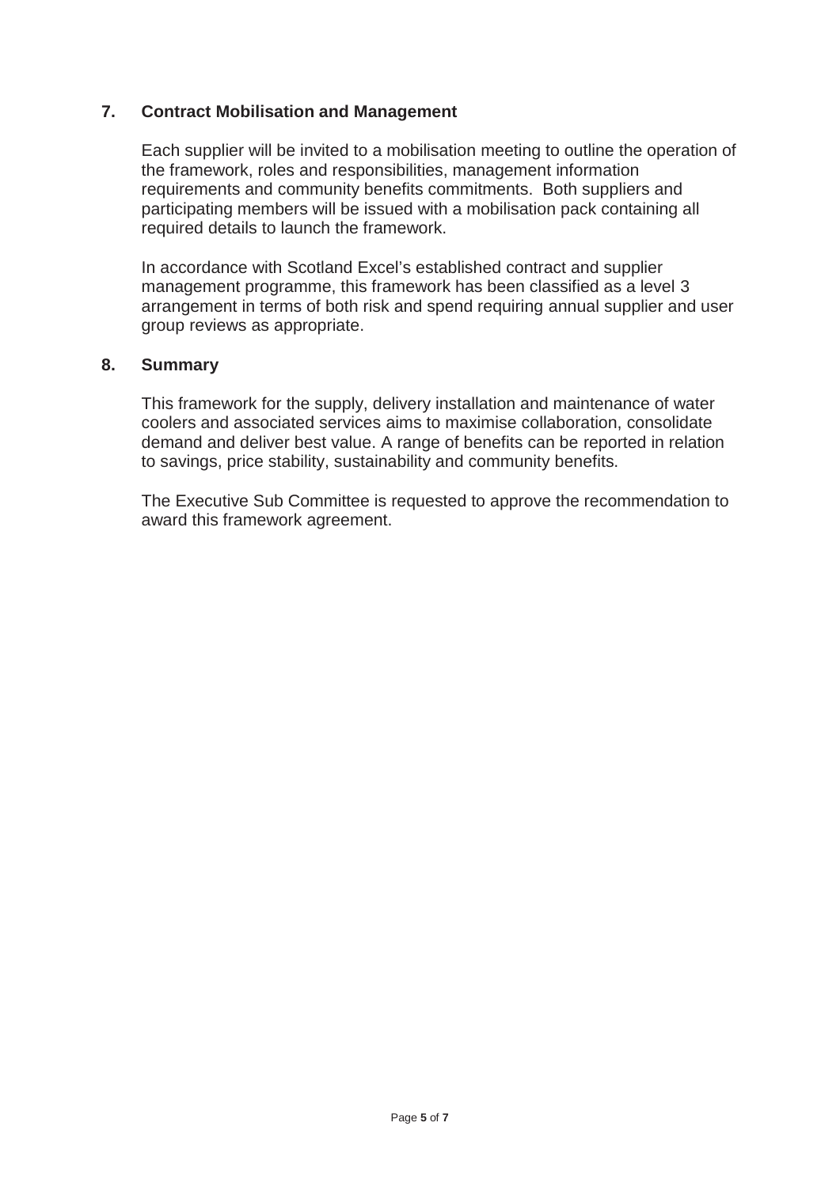## 7. Contract Mobilisation and Management

Each supplier will be invited to a mobilisation meeting to outline the operation of the framework, roles and responsibilities, management information requirements and community benefits commitments. Both suppliers and participating members will be issued with a mobilisation pack containing all required details to launch the framework.

In accordance with Scotland Excel's established contract and supplier management programme, this framework has been classified as a level 3 arrangement in terms of both risk and spend requiring annual supplier and user group reviews as appropriate.

## 8. Summary

This framework for the supply, delivery installation and maintenance of water coolers and associated services aims to maximise collaboration, consolidate demand and deliver best value. A range of benefits can be reported in relation to savings, price stability, sustainability and community benefits.

The Executive Sub Committee is requested to approve the recommendation to award this framework agreement.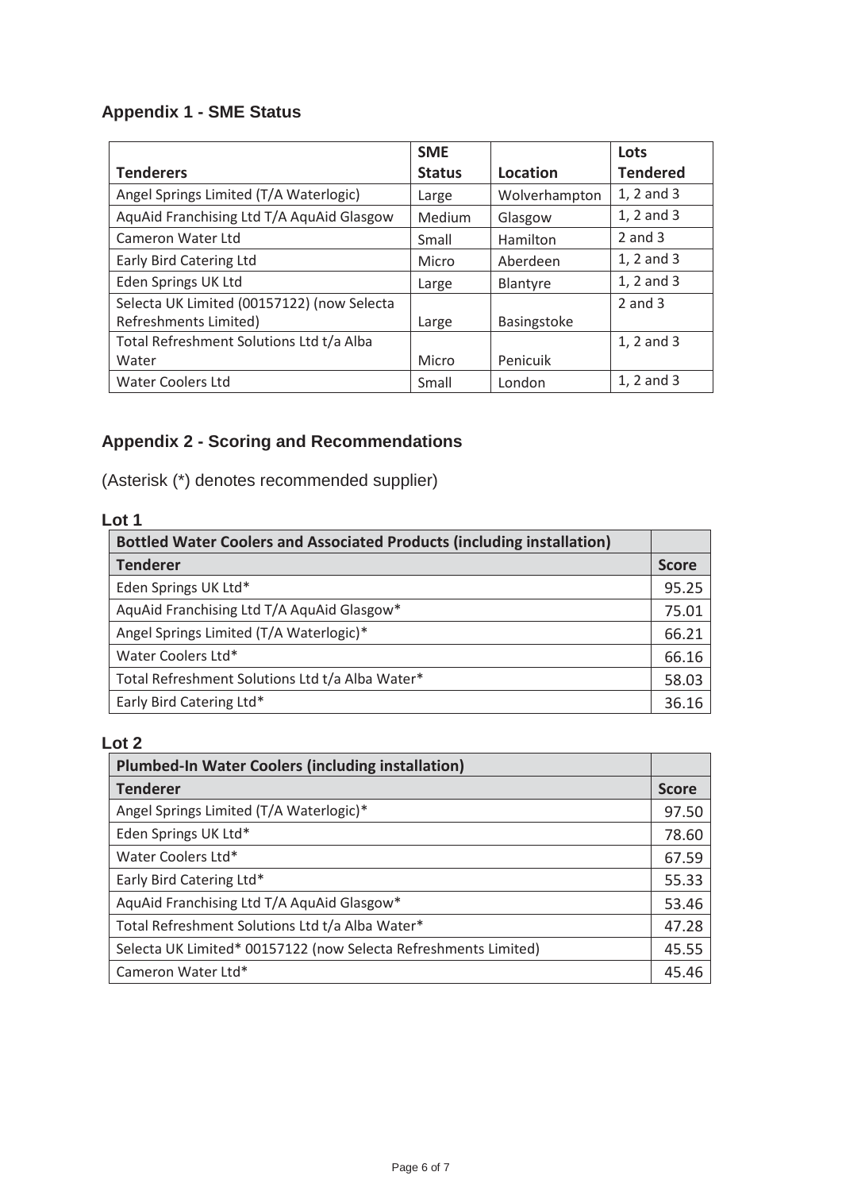## Appendix 1 - SME Status

| Tenderers | SME Status | Location | Lots Tendered |
|---|---|---|---|
| Angel Springs Limited (T/A Waterlogic) | Large | Wolverhampton | 1, 2 and 3 |
| AquAid Franchising Ltd T/A AquAid Glasgow | Medium | Glasgow | 1, 2 and 3 |
| Cameron Water Ltd | Small | Hamilton | 2 and 3 |
| Early Bird Catering Ltd | Micro | Aberdeen | 1, 2 and 3 |
| Eden Springs UK Ltd | Large | Blantyre | 1, 2 and 3 |
| Selecta UK Limited (00157122) (now Selecta Refreshments Limited) | Large | Basingstoke | 2 and 3 |
| Total Refreshment Solutions Ltd t/a Alba Water | Micro | Penicuik | 1, 2 and 3 |
| Water Coolers Ltd | Small | London | 1, 2 and 3 |

## Appendix 2 - Scoring and Recommendations

(Asterisk (*) denotes recommended supplier)

### Lot 1

| Bottled Water Coolers and Associated Products (including installation) | |
|---|---|
| **Tenderer** | **Score** |
| Eden Springs UK Ltd* | 95.25 |
| AquAid Franchising Ltd T/A AquAid Glasgow* | 75.01 |
| Angel Springs Limited (T/A Waterlogic)* | 66.21 |
| Water Coolers Ltd* | 66.16 |
| Total Refreshment Solutions Ltd t/a Alba Water* | 58.03 |
| Early Bird Catering Ltd* | 36.16 |

### Lot 2

| Plumbed-In Water Coolers (including installation) | |
|---|---|
| **Tenderer** | **Score** |
| Angel Springs Limited (T/A Waterlogic)* | 97.50 |
| Eden Springs UK Ltd* | 78.60 |
| Water Coolers Ltd* | 67.59 |
| Early Bird Catering Ltd* | 55.33 |
| AquAid Franchising Ltd T/A AquAid Glasgow* | 53.46 |
| Total Refreshment Solutions Ltd t/a Alba Water* | 47.28 |
| Selecta UK Limited* 00157122 (now Selecta Refreshments Limited) | 45.55 |
| Cameron Water Ltd* | 45.46 |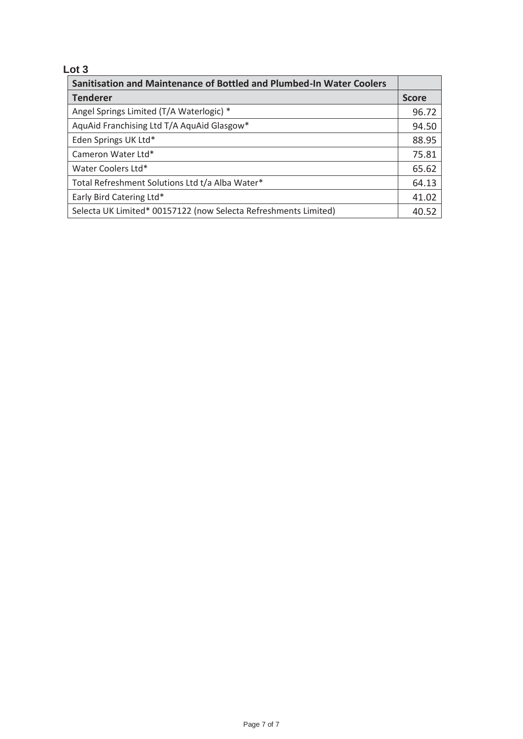## Lot 3

| Sanitisation and Maintenance of Bottled and Plumbed-In Water Coolers | |
|---|---|
| **Tenderer** | **Score** |
| Angel Springs Limited (T/A Waterlogic) * | 96.72 |
| AquAid Franchising Ltd T/A AquAid Glasgow* | 94.50 |
| Eden Springs UK Ltd* | 88.95 |
| Cameron Water Ltd* | 75.81 |
| Water Coolers Ltd* | 65.62 |
| Total Refreshment Solutions Ltd t/a Alba Water* | 64.13 |
| Early Bird Catering Ltd* | 41.02 |
| Selecta UK Limited* 00157122 (now Selecta Refreshments Limited) | 40.52 |